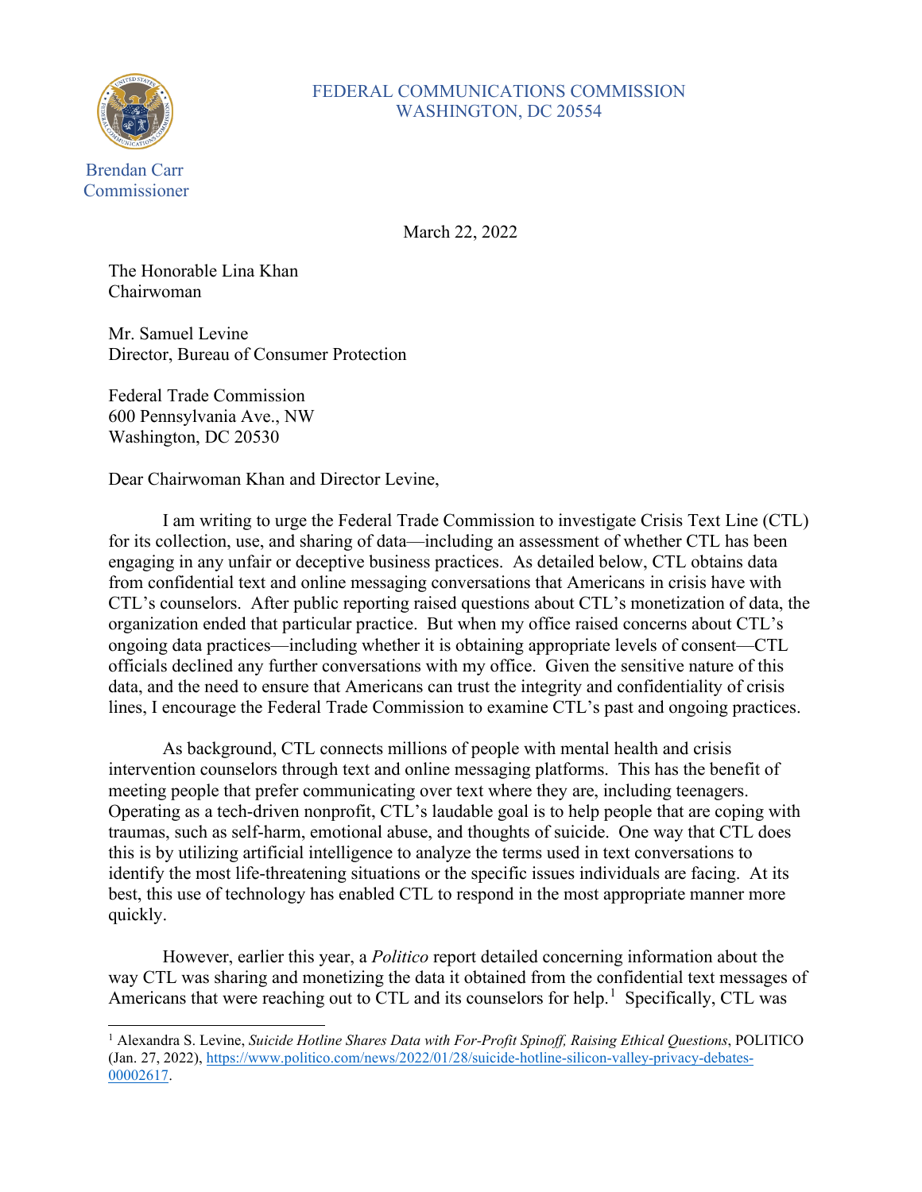FEDERAL COMMUNICATIONS COMMISSION
WASHINGTON, DC 20554

Brendan Carr
Commissioner

March 22, 2022

The Honorable Lina Khan
Chairwoman

Mr. Samuel Levine
Director, Bureau of Consumer Protection

Federal Trade Commission
600 Pennsylvania Ave., NW
Washington, DC 20530

Dear Chairwoman Khan and Director Levine,

I am writing to urge the Federal Trade Commission to investigate Crisis Text Line (CTL) for its collection, use, and sharing of data—including an assessment of whether CTL has been engaging in any unfair or deceptive business practices. As detailed below, CTL obtains data from confidential text and online messaging conversations that Americans in crisis have with CTL's counselors. After public reporting raised questions about CTL's monetization of data, the organization ended that particular practice. But when my office raised concerns about CTL's ongoing data practices—including whether it is obtaining appropriate levels of consent—CTL officials declined any further conversations with my office. Given the sensitive nature of this data, and the need to ensure that Americans can trust the integrity and confidentiality of crisis lines, I encourage the Federal Trade Commission to examine CTL's past and ongoing practices.

As background, CTL connects millions of people with mental health and crisis intervention counselors through text and online messaging platforms. This has the benefit of meeting people that prefer communicating over text where they are, including teenagers. Operating as a tech-driven nonprofit, CTL's laudable goal is to help people that are coping with traumas, such as self-harm, emotional abuse, and thoughts of suicide. One way that CTL does this is by utilizing artificial intelligence to analyze the terms used in text conversations to identify the most life-threatening situations or the specific issues individuals are facing. At its best, this use of technology has enabled CTL to respond in the most appropriate manner more quickly.

However, earlier this year, a *Politico* report detailed concerning information about the way CTL was sharing and monetizing the data it obtained from the confidential text messages of Americans that were reaching out to CTL and its counselors for help.[1] Specifically, CTL was

[1] Alexandra S. Levine, *Suicide Hotline Shares Data with For-Profit Spinoff, Raising Ethical Questions*, POLITICO (Jan. 27, 2022), https://www.politico.com/news/2022/01/28/suicide-hotline-silicon-valley-privacy-debates-00002617.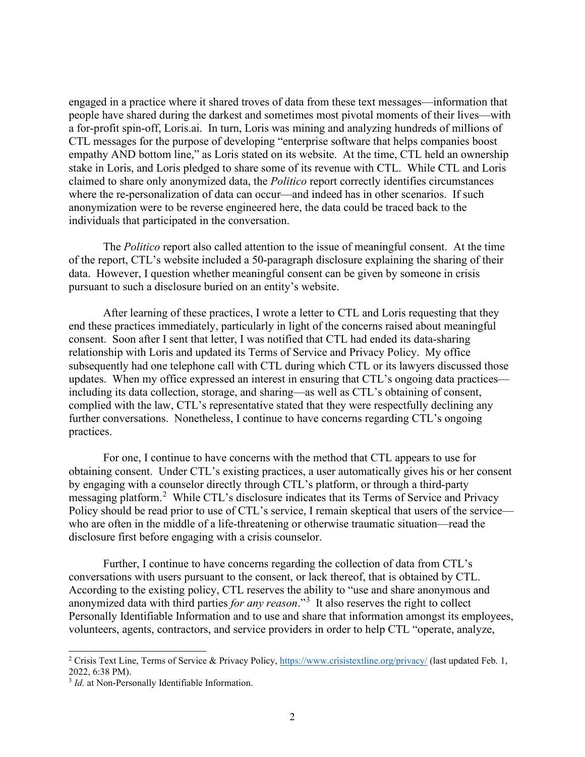engaged in a practice where it shared troves of data from these text messages—information that people have shared during the darkest and sometimes most pivotal moments of their lives—with a for-profit spin-off, Loris.ai. In turn, Loris was mining and analyzing hundreds of millions of CTL messages for the purpose of developing "enterprise software that helps companies boost empathy AND bottom line," as Loris stated on its website. At the time, CTL held an ownership stake in Loris, and Loris pledged to share some of its revenue with CTL. While CTL and Loris claimed to share only anonymized data, the *Politico* report correctly identifies circumstances where the re-personalization of data can occur—and indeed has in other scenarios. If such anonymization were to be reverse engineered here, the data could be traced back to the individuals that participated in the conversation.

The *Politico* report also called attention to the issue of meaningful consent. At the time of the report, CTL's website included a 50-paragraph disclosure explaining the sharing of their data. However, I question whether meaningful consent can be given by someone in crisis pursuant to such a disclosure buried on an entity's website.

After learning of these practices, I wrote a letter to CTL and Loris requesting that they end these practices immediately, particularly in light of the concerns raised about meaningful consent. Soon after I sent that letter, I was notified that CTL had ended its data-sharing relationship with Loris and updated its Terms of Service and Privacy Policy. My office subsequently had one telephone call with CTL during which CTL or its lawyers discussed those updates. When my office expressed an interest in ensuring that CTL's ongoing data practices—including its data collection, storage, and sharing—as well as CTL's obtaining of consent, complied with the law, CTL's representative stated that they were respectfully declining any further conversations. Nonetheless, I continue to have concerns regarding CTL's ongoing practices.

For one, I continue to have concerns with the method that CTL appears to use for obtaining consent. Under CTL's existing practices, a user automatically gives his or her consent by engaging with a counselor directly through CTL's platform, or through a third-party messaging platform.[2] While CTL's disclosure indicates that its Terms of Service and Privacy Policy should be read prior to use of CTL's service, I remain skeptical that users of the service—who are often in the middle of a life-threatening or otherwise traumatic situation—read the disclosure first before engaging with a crisis counselor.

Further, I continue to have concerns regarding the collection of data from CTL's conversations with users pursuant to the consent, or lack thereof, that is obtained by CTL. According to the existing policy, CTL reserves the ability to "use and share anonymous and anonymized data with third parties *for any reason*."[3] It also reserves the right to collect Personally Identifiable Information and to use and share that information amongst its employees, volunteers, agents, contractors, and service providers in order to help CTL "operate, analyze,

---

[2] Crisis Text Line, Terms of Service & Privacy Policy, https://www.crisistextline.org/privacy/ (last updated Feb. 1, 2022, 6:38 PM).

[3] *Id.* at Non-Personally Identifiable Information.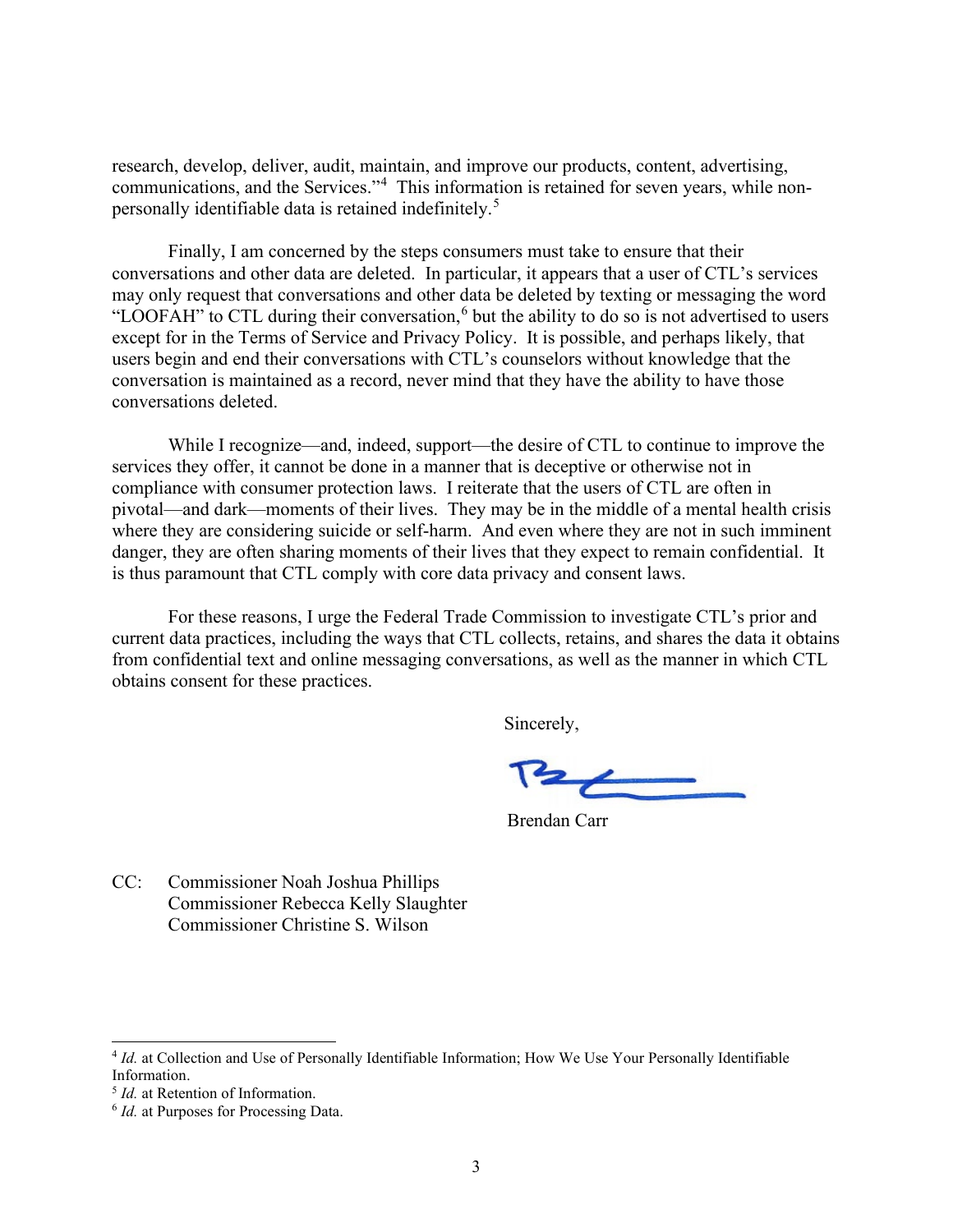research, develop, deliver, audit, maintain, and improve our products, content, advertising, communications, and the Services."[4] This information is retained for seven years, while non-personally identifiable data is retained indefinitely.[5]

Finally, I am concerned by the steps consumers must take to ensure that their conversations and other data are deleted. In particular, it appears that a user of CTL's services may only request that conversations and other data be deleted by texting or messaging the word "LOOFAH" to CTL during their conversation,[6] but the ability to do so is not advertised to users except for in the Terms of Service and Privacy Policy. It is possible, and perhaps likely, that users begin and end their conversations with CTL's counselors without knowledge that the conversation is maintained as a record, never mind that they have the ability to have those conversations deleted.

While I recognize—and, indeed, support—the desire of CTL to continue to improve the services they offer, it cannot be done in a manner that is deceptive or otherwise not in compliance with consumer protection laws. I reiterate that the users of CTL are often in pivotal—and dark—moments of their lives. They may be in the middle of a mental health crisis where they are considering suicide or self-harm. And even where they are not in such imminent danger, they are often sharing moments of their lives that they expect to remain confidential. It is thus paramount that CTL comply with core data privacy and consent laws.

For these reasons, I urge the Federal Trade Commission to investigate CTL's prior and current data practices, including the ways that CTL collects, retains, and shares the data it obtains from confidential text and online messaging conversations, as well as the manner in which CTL obtains consent for these practices.

Sincerely,

Brendan Carr

CC: Commissioner Noah Joshua Phillips
Commissioner Rebecca Kelly Slaughter
Commissioner Christine S. Wilson

---

[4] *Id.* at Collection and Use of Personally Identifiable Information; How We Use Your Personally Identifiable Information.

[5] *Id.* at Retention of Information.

[6] *Id.* at Purposes for Processing Data.